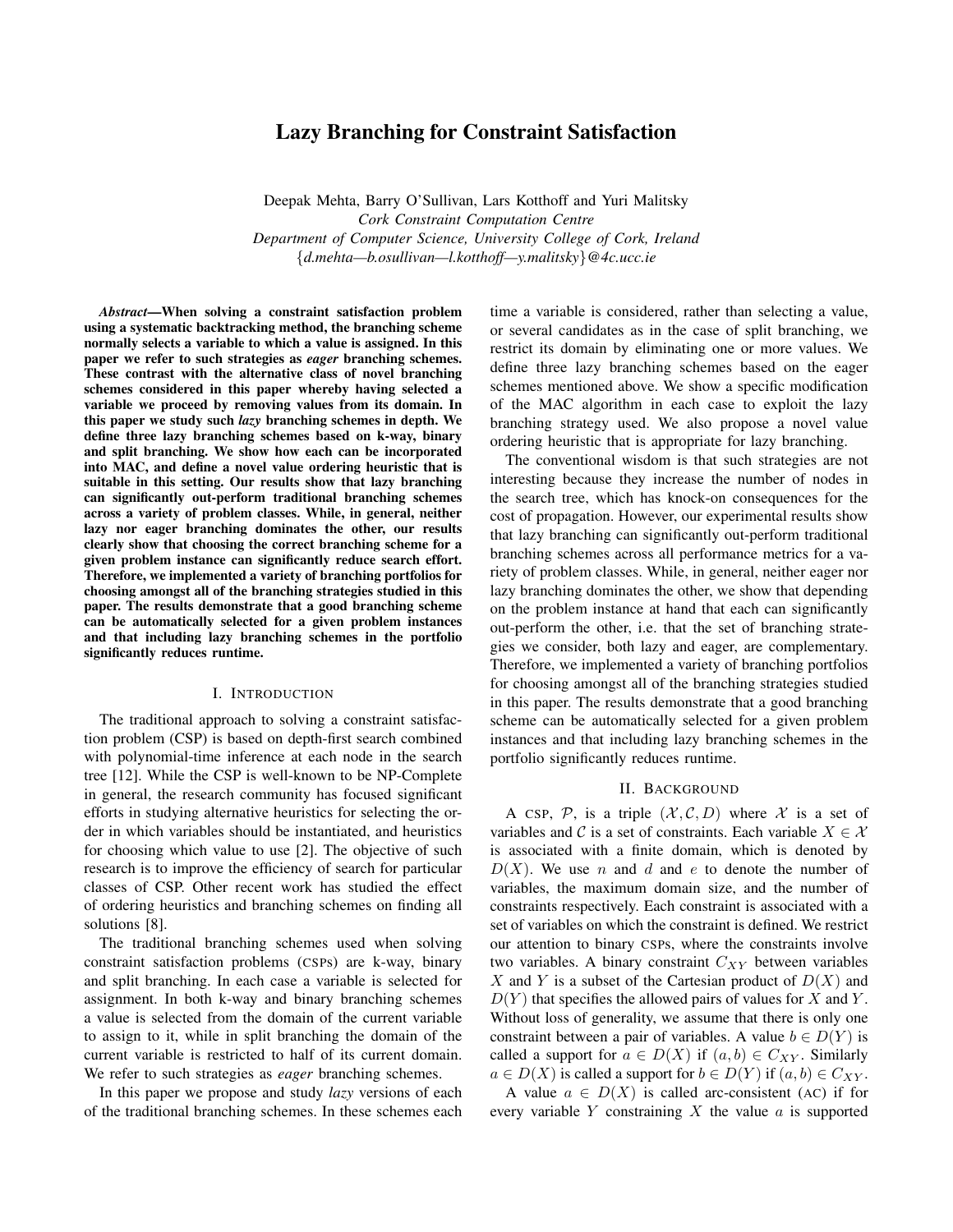# Lazy Branching for Constraint Satisfaction

Deepak Mehta, Barry O'Sullivan, Lars Kotthoff and Yuri Malitsky
*Cork Constraint Computation Centre*
*Department of Computer Science, University College of Cork, Ireland*
{*d.mehta—b.osullivan—l.kotthoff—y.malitsky*}*@4c.ucc.ie*

***Abstract*—When solving a constraint satisfaction problem using a systematic backtracking method, the branching scheme normally selects a variable to which a value is assigned. In this paper we refer to such strategies as *eager* branching schemes. These contrast with the alternative class of novel branching schemes considered in this paper whereby having selected a variable we proceed by removing values from its domain. In this paper we study such *lazy* branching schemes in depth. We define three lazy branching schemes based on k-way, binary and split branching. We show how each can be incorporated into MAC, and define a novel value ordering heuristic that is suitable in this setting. Our results show that lazy branching can significantly out-perform traditional branching schemes across a variety of problem classes. While, in general, neither lazy nor eager branching dominates the other, our results clearly show that choosing the correct branching scheme for a given problem instance can significantly reduce search effort. Therefore, we implemented a variety of branching portfolios for choosing amongst all of the branching strategies studied in this paper. The results demonstrate that a good branching scheme can be automatically selected for a given problem instances and that including lazy branching schemes in the portfolio significantly reduces runtime.**

## I. Introduction

The traditional approach to solving a constraint satisfaction problem (CSP) is based on depth-first search combined with polynomial-time inference at each node in the search tree [12]. While the CSP is well-known to be NP-Complete in general, the research community has focused significant efforts in studying alternative heuristics for selecting the order in which variables should be instantiated, and heuristics for choosing which value to use [2]. The objective of such research is to improve the efficiency of search for particular classes of CSP. Other recent work has studied the effect of ordering heuristics and branching schemes on finding all solutions [8].

The traditional branching schemes used when solving constraint satisfaction problems (CSPs) are k-way, binary and split branching. In each case a variable is selected for assignment. In both k-way and binary branching schemes a value is selected from the domain of the current variable to assign to it, while in split branching the domain of the current variable is restricted to half of its current domain. We refer to such strategies as *eager* branching schemes.

In this paper we propose and study *lazy* versions of each of the traditional branching schemes. In these schemes each time a variable is considered, rather than selecting a value, or several candidates as in the case of split branching, we restrict its domain by eliminating one or more values. We define three lazy branching schemes based on the eager schemes mentioned above. We show a specific modification of the MAC algorithm in each case to exploit the lazy branching strategy used. We also propose a novel value ordering heuristic that is appropriate for lazy branching.

The conventional wisdom is that such strategies are not interesting because they increase the number of nodes in the search tree, which has knock-on consequences for the cost of propagation. However, our experimental results show that lazy branching can significantly out-perform traditional branching schemes across all performance metrics for a variety of problem classes. While, in general, neither eager nor lazy branching dominates the other, we show that depending on the problem instance at hand that each can significantly out-perform the other, i.e. that the set of branching strategies we consider, both lazy and eager, are complementary. Therefore, we implemented a variety of branching portfolios for choosing amongst all of the branching strategies studied in this paper. The results demonstrate that a good branching scheme can be automatically selected for a given problem instances and that including lazy branching schemes in the portfolio significantly reduces runtime.

## II. Background

A CSP, $\mathcal{P}$, is a triple $(\mathcal{X}, \mathcal{C}, D)$ where $\mathcal{X}$ is a set of variables and $\mathcal{C}$ is a set of constraints. Each variable $X \in \mathcal{X}$ is associated with a finite domain, which is denoted by $D(X)$. We use $n$ and $d$ and $e$ to denote the number of variables, the maximum domain size, and the number of constraints respectively. Each constraint is associated with a set of variables on which the constraint is defined. We restrict our attention to binary CSPs, where the constraints involve two variables. A binary constraint $C_{XY}$ between variables $X$ and $Y$ is a subset of the Cartesian product of $D(X)$ and $D(Y)$ that specifies the allowed pairs of values for $X$ and $Y$. Without loss of generality, we assume that there is only one constraint between a pair of variables. A value $b \in D(Y)$ is called a support for $a \in D(X)$ if $(a, b) \in C_{XY}$. Similarly $a \in D(X)$ is called a support for $b \in D(Y)$ if $(a, b) \in C_{XY}$.

A value $a \in D(X)$ is called arc-consistent (AC) if for every variable $Y$ constraining $X$ the value $a$ is supported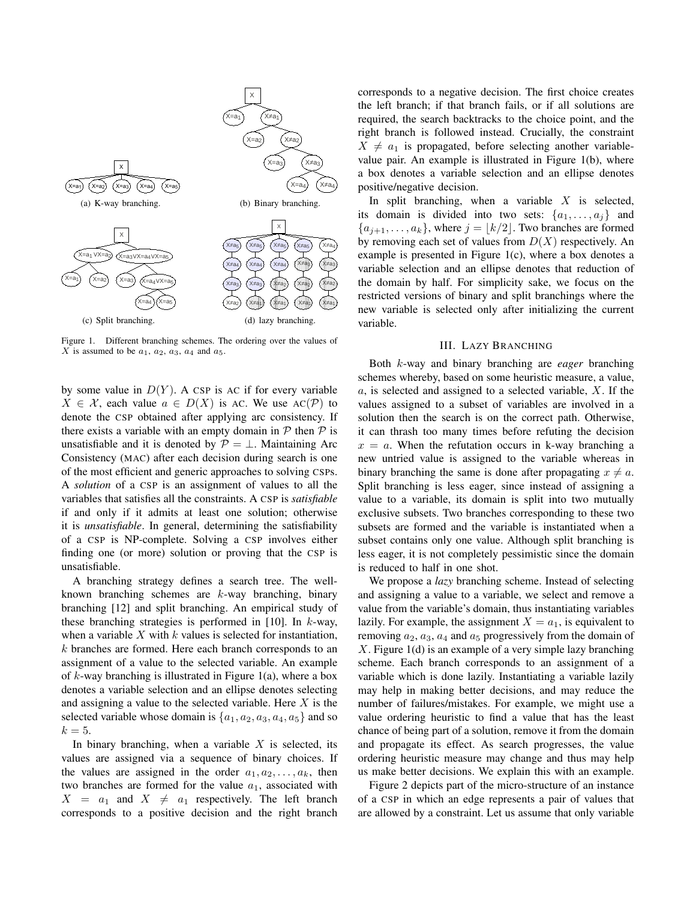(a) K-way branching.

(b) Binary branching.

(c) Split branching.

(d) lazy branching.

Figure 1. Different branching schemes. The ordering over the values of $X$ is assumed to be $a_1$, $a_2$, $a_3$, $a_4$ and $a_5$.

by some value in $D(Y)$. A CSP is AC if for every variable $X \in \mathcal{X}$, each value $a \in D(X)$ is AC. We use AC($\mathcal{P}$) to denote the CSP obtained after applying arc consistency. If there exists a variable with an empty domain in $\mathcal{P}$ then $\mathcal{P}$ is unsatisfiable and it is denoted by $\mathcal{P} = \bot$. Maintaining Arc Consistency (MAC) after each decision during search is one of the most efficient and generic approaches to solving CSPs. A *solution* of a CSP is an assignment of values to all the variables that satisfies all the constraints. A CSP is *satisfiable* if and only if it admits at least one solution; otherwise it is *unsatisfiable*. In general, determining the satisfiability of a CSP is NP-complete. Solving a CSP involves either finding one (or more) solution or proving that the CSP is unsatisfiable.

A branching strategy defines a search tree. The well-known branching schemes are $k$-way branching, binary branching [12] and split branching. An empirical study of these branching strategies is performed in [10]. In $k$-way, when a variable $X$ with $k$ values is selected for instantiation, $k$ branches are formed. Here each branch corresponds to an assignment of a value to the selected variable. An example of $k$-way branching is illustrated in Figure 1(a), where a box denotes a variable selection and an ellipse denotes selecting and assigning a value to the selected variable. Here $X$ is the selected variable whose domain is $\{a_1, a_2, a_3, a_4, a_5\}$ and so $k = 5$.

In binary branching, when a variable $X$ is selected, its values are assigned via a sequence of binary choices. If the values are assigned in the order $a_1, a_2, \ldots, a_k$, then two branches are formed for the value $a_1$, associated with $X = a_1$ and $X \neq a_1$ respectively. The left branch corresponds to a positive decision and the right branch corresponds to a negative decision. The first choice creates the left branch; if that branch fails, or if all solutions are required, the search backtracks to the choice point, and the right branch is followed instead. Crucially, the constraint $X \neq a_1$ is propagated, before selecting another variable-value pair. An example is illustrated in Figure 1(b), where a box denotes a variable selection and an ellipse denotes positive/negative decision.

In split branching, when a variable $X$ is selected, its domain is divided into two sets: $\{a_1, \ldots, a_j\}$ and $\{a_{j+1}, \ldots, a_k\}$, where $j = \lfloor k/2 \rfloor$. Two branches are formed by removing each set of values from $D(X)$ respectively. An example is presented in Figure 1(c), where a box denotes a variable selection and an ellipse denotes that reduction of the domain by half. For simplicity sake, we focus on the restricted versions of binary and split branchings where the new variable is selected only after initializing the current variable.

## III. Lazy Branching

Both $k$-way and binary branching are *eager* branching schemes whereby, based on some heuristic measure, a value, $a$, is selected and assigned to a selected variable, $X$. If the values assigned to a subset of variables are involved in a solution then the search is on the correct path. Otherwise, it can thrash too many times before refuting the decision $x = a$. When the refutation occurs in k-way branching a new untried value is assigned to the variable whereas in binary branching the same is done after propagating $x \neq a$. Split branching is less eager, since instead of assigning a value to a variable, its domain is split into two mutually exclusive subsets. Two branches corresponding to these two subsets are formed and the variable is instantiated when a subset contains only one value. Although split branching is less eager, it is not completely pessimistic since the domain is reduced to half in one shot.

We propose a *lazy* branching scheme. Instead of selecting and assigning a value to a variable, we select and remove a value from the variable's domain, thus instantiating variables lazily. For example, the assignment $X = a_1$, is equivalent to removing $a_2$, $a_3$, $a_4$ and $a_5$ progressively from the domain of $X$. Figure 1(d) is an example of a very simple lazy branching scheme. Each branch corresponds to an assignment of a variable which is done lazily. Instantiating a variable lazily may help in making better decisions, and may reduce the number of failures/mistakes. For example, we might use a value ordering heuristic to find a value that has the least chance of being part of a solution, remove it from the domain and propagate its effect. As search progresses, the value ordering heuristic measure may change and thus may help us make better decisions. We explain this with an example.

Figure 2 depicts part of the micro-structure of an instance of a CSP in which an edge represents a pair of values that are allowed by a constraint. Let us assume that only variable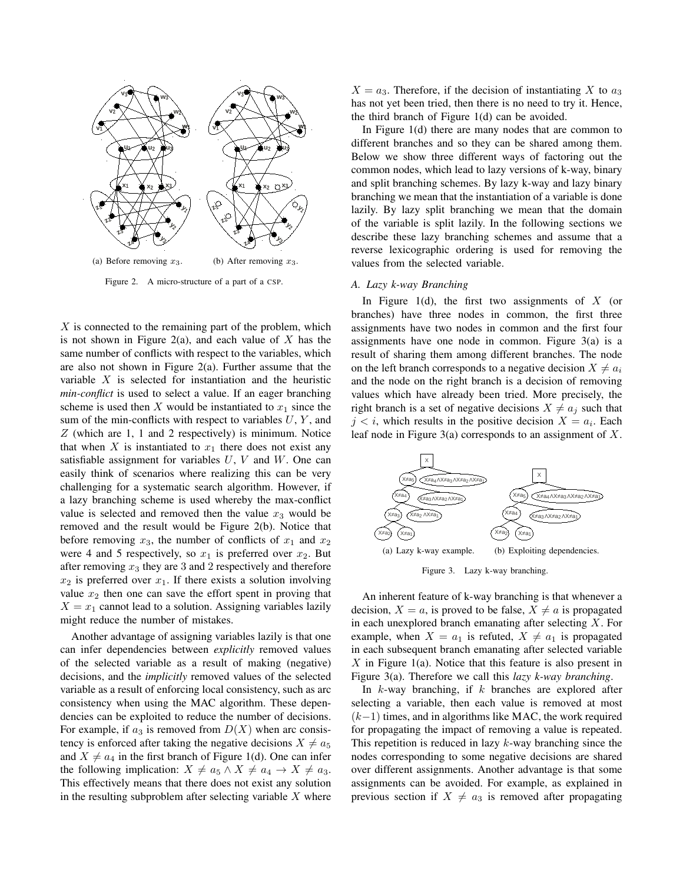(a) Before removing $x_3$. (b) After removing $x_3$.

Figure 2. A micro-structure of a part of a CSP.

$X$ is connected to the remaining part of the problem, which is not shown in Figure 2(a), and each value of $X$ has the same number of conflicts with respect to the variables, which are also not shown in Figure 2(a). Further assume that the variable $X$ is selected for instantiation and the heuristic *min-conflict* is used to select a value. If an eager branching scheme is used then $X$ would be instantiated to $x_1$ since the sum of the min-conflicts with respect to variables $U$, $Y$, and $Z$ (which are 1, 1 and 2 respectively) is minimum. Notice that when $X$ is instantiated to $x_1$ there does not exist any satisfiable assignment for variables $U$, $V$ and $W$. One can easily think of scenarios where realizing this can be very challenging for a systematic search algorithm. However, if a lazy branching scheme is used whereby the max-conflict value is selected and removed then the value $x_3$ would be removed and the result would be Figure 2(b). Notice that before removing $x_3$, the number of conflicts of $x_1$ and $x_2$ were 4 and 5 respectively, so $x_1$ is preferred over $x_2$. But after removing $x_3$ they are 3 and 2 respectively and therefore $x_2$ is preferred over $x_1$. If there exists a solution involving value $x_2$ then one can save the effort spent in proving that $X = x_1$ cannot lead to a solution. Assigning variables lazily might reduce the number of mistakes.

Another advantage of assigning variables lazily is that one can infer dependencies between *explicitly* removed values of the selected variable as a result of making (negative) decisions, and the *implicitly* removed values of the selected variable as a result of enforcing local consistency, such as arc consistency when using the MAC algorithm. These dependencies can be exploited to reduce the number of decisions. For example, if $a_3$ is removed from $D(X)$ when arc consistency is enforced after taking the negative decisions $X \neq a_5$ and $X \neq a_4$ in the first branch of Figure 1(d). One can infer the following implication: $X \neq a_5 \wedge X \neq a_4 \rightarrow X \neq a_3$. This effectively means that there does not exist any solution in the resulting subproblem after selecting variable $X$ where $X = a_3$. Therefore, if the decision of instantiating $X$ to $a_3$ has not yet been tried, then there is no need to try it. Hence, the third branch of Figure 1(d) can be avoided.

In Figure 1(d) there are many nodes that are common to different branches and so they can be shared among them. Below we show three different ways of factoring out the common nodes, which lead to lazy versions of k-way, binary and split branching schemes. By lazy k-way and lazy binary branching we mean that the instantiation of a variable is done lazily. By lazy split branching we mean that the domain of the variable is split lazily. In the following sections we describe these lazy branching schemes and assume that a reverse lexicographic ordering is used for removing the values from the selected variable.

### A. Lazy k-way Branching

In Figure 1(d), the first two assignments of $X$ (or branches) have three nodes in common, the first three assignments have two nodes in common and the first four assignments have one node in common. Figure 3(a) is a result of sharing them among different branches. The node on the left branch corresponds to a negative decision $X \neq a_i$ and the node on the right branch is a decision of removing values which have already been tried. More precisely, the right branch is a set of negative decisions $X \neq a_j$ such that $j < i$, which results in the positive decision $X = a_i$. Each leaf node in Figure 3(a) corresponds to an assignment of $X$.

(a) Lazy k-way example. (b) Exploiting dependencies.

Figure 3. Lazy k-way branching.

An inherent feature of k-way branching is that whenever a decision, $X = a$, is proved to be false, $X \neq a$ is propagated in each unexplored branch emanating after selecting $X$. For example, when $X = a_1$ is refuted, $X \neq a_1$ is propagated in each subsequent branch emanating after selected variable $X$ in Figure 1(a). Notice that this feature is also present in Figure 3(a). Therefore we call this *lazy k-way branching*.

In $k$-way branching, if $k$ branches are explored after selecting a variable, then each value is removed at most $(k-1)$ times, and in algorithms like MAC, the work required for propagating the impact of removing a value is repeated. This repetition is reduced in lazy $k$-way branching since the nodes corresponding to some negative decisions are shared over different assignments. Another advantage is that some assignments can be avoided. For example, as explained in previous section if $X \neq a_3$ is removed after propagating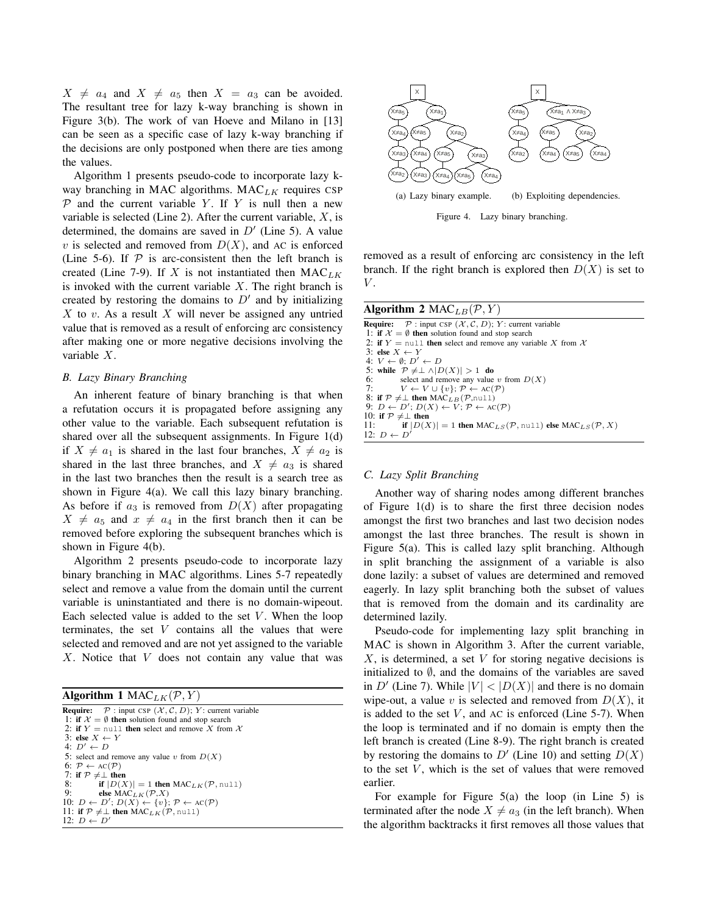$X \neq a_4$ and $X \neq a_5$ then $X = a_3$ can be avoided. The resultant tree for lazy k-way branching is shown in Figure 3(b). The work of van Hoeve and Milano in [13] can be seen as a specific case of lazy k-way branching if the decisions are only postponed when there are ties among the values.

Algorithm 1 presents pseudo-code to incorporate lazy k-way branching in MAC algorithms. $\text{MAC}_{LK}$ requires CSP $\mathcal{P}$ and the current variable $Y$. If $Y$ is null then a new variable is selected (Line 2). After the current variable, $X$, is determined, the domains are saved in $D'$ (Line 5). A value $v$ is selected and removed from $D(X)$, and AC is enforced (Line 5-6). If $\mathcal{P}$ is arc-consistent then the left branch is created (Line 7-9). If $X$ is not instantiated then $\text{MAC}_{LK}$ is invoked with the current variable $X$. The right branch is created by restoring the domains to $D'$ and by initializing $X$ to $v$. As a result $X$ will never be assigned any untried value that is removed as a result of enforcing arc consistency after making one or more negative decisions involving the variable $X$.

### B. Lazy Binary Branching

An inherent feature of binary branching is that when a refutation occurs it is propagated before assigning any other value to the variable. Each subsequent refutation is shared over all the subsequent assignments. In Figure 1(d) if $X \neq a_1$ is shared in the last four branches, $X \neq a_2$ is shared in the last three branches, and $X \neq a_3$ is shared in the last two branches then the result is a search tree as shown in Figure 4(a). We call this lazy binary branching. As before if $a_3$ is removed from $D(X)$ after propagating $X \neq a_5$ and $x \neq a_4$ in the first branch then it can be removed before exploring the subsequent branches which is shown in Figure 4(b).

Algorithm 2 presents pseudo-code to incorporate lazy binary branching in MAC algorithms. Lines 5-7 repeatedly select and remove a value from the domain until the current variable is uninstantiated and there is no domain-wipeout. Each selected value is added to the set $V$. When the loop terminates, the set $V$ contains all the values that were selected and removed and are not yet assigned to the variable $X$. Notice that $V$ does not contain any value that was removed as a result of enforcing arc consistency in the left branch. If the right branch is explored then $D(X)$ is set to $V$.

**Algorithm 1** $\text{MAC}_{LK}(\mathcal{P}, Y)$

```
Require: P : input CSP (X, C, D); Y: current variable
 1: if X = ∅ then solution found and stop search
 2: if Y = null then select and remove X from X
 3: else X ← Y
 4: D' ← D
 5: select and remove any value v from D(X)
 6: P ← AC(P)
 7: if P ≠⊥ then
 8:     if |D(X)| = 1 then MAC_LK(P, null)
 9:     else MAC_LK(P,X)
10: D ← D'; D(X) ← {v}; P ← AC(P)
11: if P ≠⊥ then MAC_LK(P, null)
12: D ← D'
```

(a) Lazy binary example. (b) Exploiting dependencies.

Figure 4. Lazy binary branching.

**Algorithm 2** $\text{MAC}_{LB}(\mathcal{P}, Y)$

```
Require: P : input CSP (X, C, D); Y: current variable
 1: if X = ∅ then solution found and stop search
 2: if Y = null then select and remove any variable X from X
 3: else X ← Y
 4: V ← ∅; D' ← D
 5: while P ≠⊥ ∧|D(X)| > 1 do
 6:     select and remove any value v from D(X)
 7:     V ← V ∪ {v}; P ← AC(P)
 8: if P ≠⊥ then MAC_LB(P,null)
 9: D ← D'; D(X) ← V; P ← AC(P)
10: if P ≠⊥ then
11:     if |D(X)| = 1 then MAC_LS(P, null) else MAC_LS(P, X)
12: D ← D'
```

### C. Lazy Split Branching

Another way of sharing nodes among different branches of Figure 1(d) is to share the first three decision nodes amongst the first two branches and last two decision nodes amongst the last three branches. The result is shown in Figure 5(a). This is called lazy split branching. Although in split branching the assignment of a variable is also done lazily: a subset of values are determined and removed eagerly. In lazy split branching both the subset of values that is removed from the domain and its cardinality are determined lazily.

Pseudo-code for implementing lazy split branching in MAC is shown in Algorithm 3. After the current variable, $X$, is determined, a set $V$ for storing negative decisions is initialized to $\emptyset$, and the domains of the variables are saved in $D'$ (Line 7). While $|V| < |D(X)|$ and there is no domain wipe-out, a value $v$ is selected and removed from $D(X)$, it is added to the set $V$, and AC is enforced (Line 5-7). When the loop is terminated and if no domain is empty then the left branch is created (Line 8-9). The right branch is created by restoring the domains to $D'$ (Line 10) and setting $D(X)$ to the set $V$, which is the set of values that were removed earlier.

For example for Figure 5(a) the loop (in Line 5) is terminated after the node $X \neq a_3$ (in the left branch). When the algorithm backtracks it first removes all those values that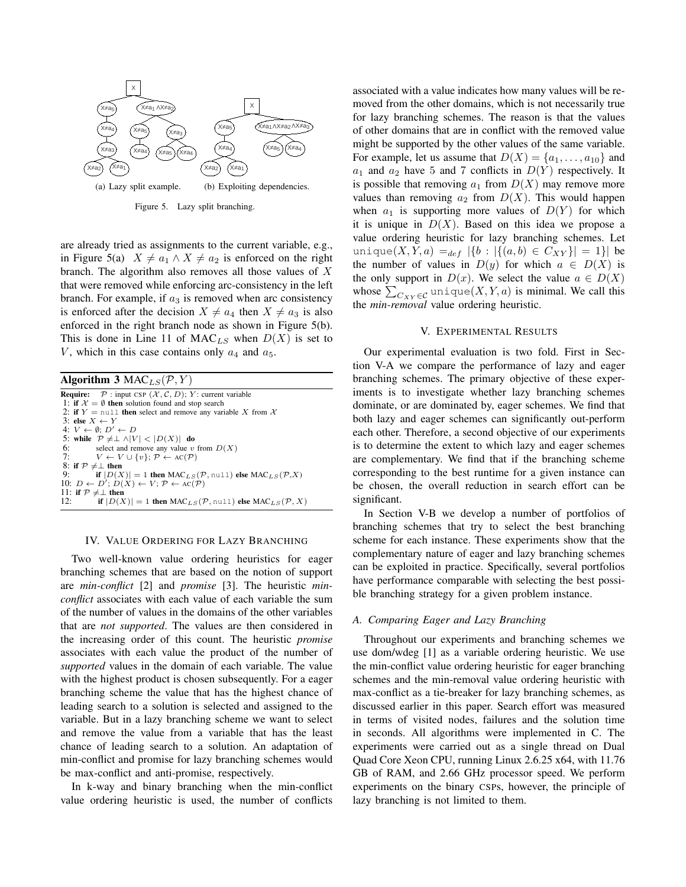(a) Lazy split example. (b) Exploiting dependencies.

Figure 5. Lazy split branching.

are already tried as assignments to the current variable, e.g., in Figure 5(a) $X \neq a_1 \wedge X \neq a_2$ is enforced on the right branch. The algorithm also removes all those values of $X$ that were removed while enforcing arc-consistency in the left branch. For example, if $a_3$ is removed when arc consistency is enforced after the decision $X \neq a_4$ then $X \neq a_3$ is also enforced in the right branch node as shown in Figure 5(b). This is done in Line 11 of MAC$_{LS}$ when $D(X)$ is set to $V$, which in this case contains only $a_4$ and $a_5$.

**Algorithm 3** MAC$_{LS}(\mathcal{P}, Y)$

```
Require:  P : input CSP (X, C, D); Y: current variable
 1: if X = ∅ then solution found and stop search
 2: if Y = null then select and remove any variable X from X
 3: else X ← Y
 4: V ← ∅; D' ← D
 5: while P ≠⊥ ∧|V| < |D(X)| do
 6:     select and remove any value v from D(X)
 7:     V ← V ∪ {v}; P ← AC(P)
 8: if P ≠⊥ then
 9:     if |D(X)| = 1 then MAC_LS(P, null) else MAC_LS(P,X)
10: D ← D'; D(X) ← V; P ← AC(P)
11: if P ≠⊥ then
12:     if |D(X)| = 1 then MAC_LS(P, null) else MAC_LS(P, X)
```

## IV. Value Ordering for Lazy Branching

Two well-known value ordering heuristics for eager branching schemes that are based on the notion of support are *min-conflict* [2] and *promise* [3]. The heuristic *min-conflict* associates with each value of each variable the sum of the number of values in the domains of the other variables that are *not supported*. The values are then considered in the increasing order of this count. The heuristic *promise* associates with each value the product of the number of *supported* values in the domain of each variable. The value with the highest product is chosen subsequently. For a eager branching scheme the value that has the highest chance of leading search to a solution is selected and assigned to the variable. But in a lazy branching scheme we want to select and remove the value from a variable that has the least chance of leading search to a solution. An adaptation of min-conflict and promise for lazy branching schemes would be max-conflict and anti-promise, respectively.

In k-way and binary branching when the min-conflict value ordering heuristic is used, the number of conflicts associated with a value indicates how many values will be removed from the other domains, which is not necessarily true for lazy branching schemes. The reason is that the values of other domains that are in conflict with the removed value might be supported by the other values of the same variable. For example, let us assume that $D(X) = \{a_1, \ldots, a_{10}\}$ and $a_1$ and $a_2$ have 5 and 7 conflicts in $D(Y)$ respectively. It is possible that removing $a_1$ from $D(X)$ may remove more values than removing $a_2$ from $D(X)$. This would happen when $a_1$ is supporting more values of $D(Y)$ for which it is unique in $D(X)$. Based on this idea we propose a value ordering heuristic for lazy branching schemes. Let $\texttt{unique}(X, Y, a) =_{def} |\{b : |\{(a, b) \in C_{XY}\}| = 1\}|$ be the number of values in $D(y)$ for which $a \in D(X)$ is the only support in $D(x)$. We select the value $a \in D(X)$ whose $\sum_{C_{XY} \in \mathcal{C}} \texttt{unique}(X, Y, a)$ is minimal. We call this the *min-removal* value ordering heuristic.

## V. Experimental Results

Our experimental evaluation is two fold. First in Section V-A we compare the performance of lazy and eager branching schemes. The primary objective of these experiments is to investigate whether lazy branching schemes dominate, or are dominated by, eager schemes. We find that both lazy and eager schemes can significantly out-perform each other. Therefore, a second objective of our experiments is to determine the extent to which lazy and eager schemes are complementary. We find that if the branching scheme corresponding to the best runtime for a given instance can be chosen, the overall reduction in search effort can be significant.

In Section V-B we develop a number of portfolios of branching schemes that try to select the best branching scheme for each instance. These experiments show that the complementary nature of eager and lazy branching schemes can be exploited in practice. Specifically, several portfolios have performance comparable with selecting the best possible branching strategy for a given problem instance.

### A. Comparing Eager and Lazy Branching

Throughout our experiments and branching schemes we use dom/wdeg [1] as a variable ordering heuristic. We use the min-conflict value ordering heuristic for eager branching schemes and the min-removal value ordering heuristic with max-conflict as a tie-breaker for lazy branching schemes, as discussed earlier in this paper. Search effort was measured in terms of visited nodes, failures and the solution time in seconds. All algorithms were implemented in C. The experiments were carried out as a single thread on Dual Quad Core Xeon CPU, running Linux 2.6.25 x64, with 11.76 GB of RAM, and 2.66 GHz processor speed. We perform experiments on the binary CSPs, however, the principle of lazy branching is not limited to them.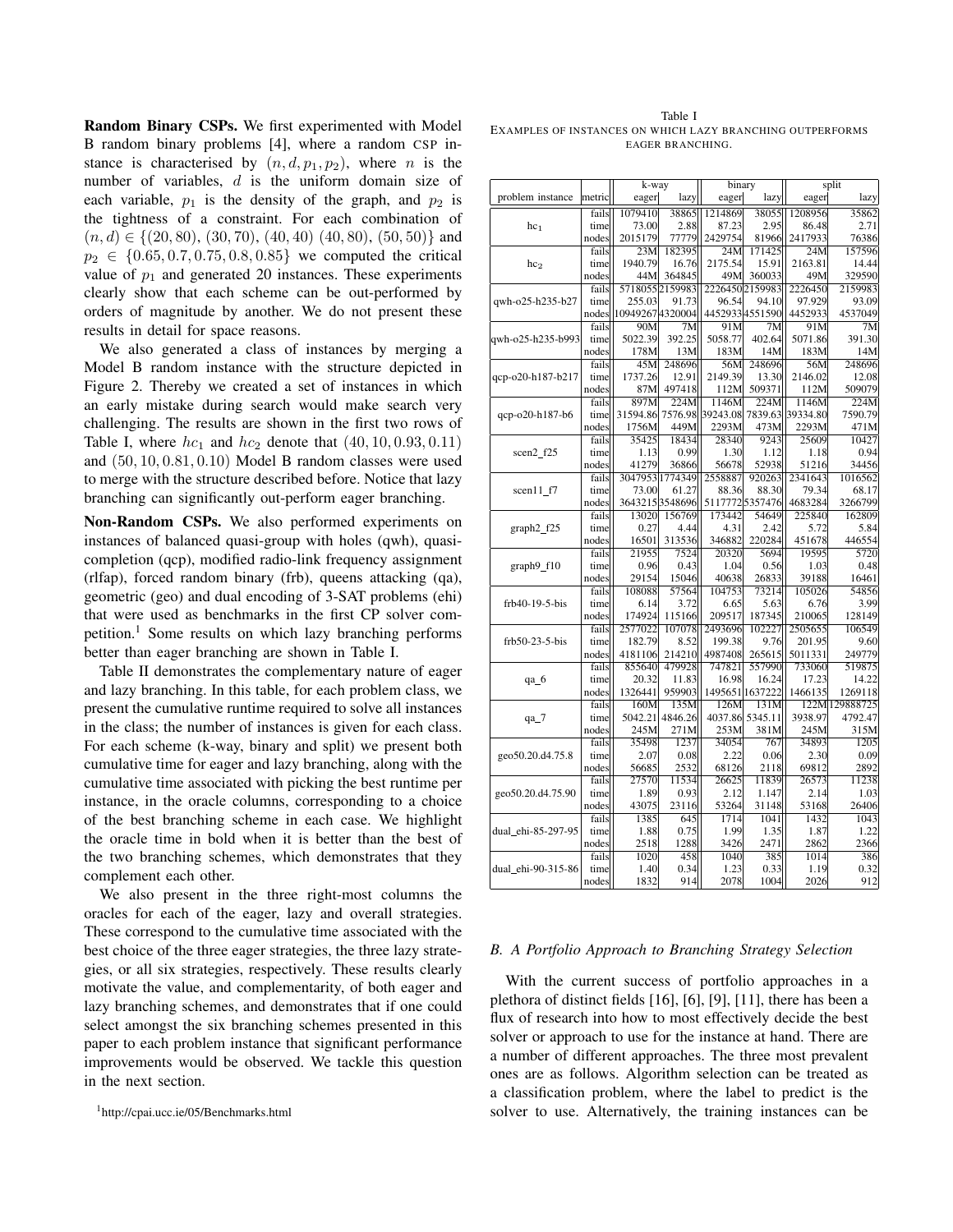**Random Binary CSPs.** We first experimented with Model B random binary problems [4], where a random CSP instance is characterised by $(n, d, p_1, p_2)$, where $n$ is the number of variables, $d$ is the uniform domain size of each variable, $p_1$ is the density of the graph, and $p_2$ is the tightness of a constraint. For each combination of $(n, d) \in \{(20, 80), (30, 70), (40, 40)\ (40, 80), (50, 50)\}$ and $p_2 \in \{0.65, 0.7, 0.75, 0.8, 0.85\}$ we computed the critical value of $p_1$ and generated 20 instances. These experiments clearly show that each scheme can be out-performed by orders of magnitude by another. We do not present these results in detail for space reasons.

We also generated a class of instances by merging a Model B random instance with the structure depicted in Figure 2. Thereby we created a set of instances in which an early mistake during search would make search very challenging. The results are shown in the first two rows of Table I, where $hc_1$ and $hc_2$ denote that $(40, 10, 0.93, 0.11)$ and $(50, 10, 0.81, 0.10)$ Model B random classes were used to merge with the structure described before. Notice that lazy branching can significantly out-perform eager branching.

**Non-Random CSPs.** We also performed experiments on instances of balanced quasi-group with holes (qwh), quasi-completion (qcp), modified radio-link frequency assignment (rlfap), forced random binary (frb), queens attacking (qa), geometric (geo) and dual encoding of 3-SAT problems (ehi) that were used as benchmarks in the first CP solver competition.[1] Some results on which lazy branching performs better than eager branching are shown in Table I.

Table II demonstrates the complementary nature of eager and lazy branching. In this table, for each problem class, we present the cumulative runtime required to solve all instances in the class; the number of instances is given for each class. For each scheme (k-way, binary and split) we present both cumulative time for eager and lazy branching, along with the cumulative time associated with picking the best runtime per instance, in the oracle columns, corresponding to a choice of the best branching scheme in each case. We highlight the oracle time in bold when it is better than the best of the two branching schemes, which demonstrates that they complement each other.

We also present in the three right-most columns the oracles for each of the eager, lazy and overall strategies. These correspond to the cumulative time associated with the best choice of the three eager strategies, the three lazy strategies, or all six strategies, respectively. These results clearly motivate the value, and complementarity, of both eager and lazy branching schemes, and demonstrates that if one could select amongst the six branching schemes presented in this paper to each problem instance that significant performance improvements would be observed. We tackle this question in the next section.

[1] http://cpai.ucc.ie/05/Benchmarks.html

Table I
EXAMPLES OF INSTANCES ON WHICH LAZY BRANCHING OUTPERFORMS EAGER BRANCHING.

| | | k-way | | binary | | split | |
|---|---|---|---|---|---|---|---|
| problem instance | metric | eager | lazy | eager | lazy | eager | lazy |
| $hc_1$ | fails | 1079410 | 38865 | 1214869 | 38055 | 1208956 | 35862 |
| | time | 73.00 | 2.88 | 87.23 | 2.95 | 86.48 | 2.71 |
| | nodes | 2015179 | 77779 | 2429754 | 81966 | 2417933 | 76386 |
| $hc_2$ | fails | 23M | 182395 | 24M | 171425 | 24M | 157596 |
| | time | 1940.79 | 16.76 | 2175.54 | 15.91 | 2163.81 | 14.44 |
| | nodes | 44M | 364845 | 49M | 360033 | 49M | 329590 |
| qwh-o25-h235-b27 | fails | 5718055 | 2159983 | 2226450 | 2159983 | 2226450 | 2159983 |
| | time | 255.03 | 91.73 | 96.54 | 94.10 | 97.929 | 93.09 |
| | nodes | 10949267 | 4320004 | 4452933 | 4551590 | 4452933 | 4537049 |
| qwh-o25-h235-b993 | fails | 90M | 7M | 91M | 7M | 91M | 7M |
| | time | 5022.39 | 392.25 | 5058.77 | 402.64 | 5071.86 | 391.30 |
| | nodes | 178M | 13M | 183M | 14M | 183M | 14M |
| qcp-o20-h187-b217 | fails | 45M | 248696 | 56M | 248696 | 56M | 248696 |
| | time | 1737.26 | 12.91 | 2149.39 | 13.30 | 2146.02 | 12.08 |
| | nodes | 87M | 497418 | 112M | 509371 | 112M | 509079 |
| qcp-o20-h187-b6 | fails | 897M | 224M | 1146M | 224M | 1146M | 224M |
| | time | 31594.86 | 7576.98 | 39243.08 | 7839.63 | 39334.80 | 7590.79 |
| | nodes | 1756M | 449M | 2293M | 473M | 2293M | 471M |
| scen2_f25 | fails | 35425 | 18434 | 28340 | 9243 | 25609 | 10427 |
| | time | 1.13 | 0.99 | 1.30 | 1.12 | 1.18 | 0.94 |
| | nodes | 41279 | 36866 | 56678 | 52938 | 51216 | 34456 |
| scen11_f7 | fails | 3047953 | 1774349 | 2558887 | 920263 | 2341643 | 1016562 |
| | time | 73.00 | 61.27 | 88.36 | 88.30 | 79.34 | 68.17 |
| | nodes | 3643215 | 3548696 | 5117772 | 5357476 | 4683284 | 3266799 |
| graph2_f25 | fails | 13020 | 156769 | 173442 | 54649 | 225840 | 162809 |
| | time | 0.27 | 4.44 | 4.31 | 2.42 | 5.72 | 5.84 |
| | nodes | 16501 | 313536 | 346882 | 220284 | 451678 | 446554 |
| graph9_f10 | fails | 21955 | 7524 | 20320 | 5694 | 19595 | 5720 |
| | time | 0.96 | 0.43 | 1.04 | 0.56 | 1.03 | 0.48 |
| | nodes | 29154 | 15046 | 40638 | 26833 | 39188 | 16461 |
| frb40-19-5-bis | fails | 108088 | 57564 | 104753 | 73214 | 105026 | 54856 |
| | time | 6.14 | 3.72 | 6.65 | 5.63 | 6.76 | 3.99 |
| | nodes | 174924 | 115166 | 209517 | 187345 | 210065 | 128149 |
| frb50-23-5-bis | fails | 2577022 | 107078 | 2493696 | 102227 | 2505655 | 106549 |
| | time | 182.79 | 8.52 | 199.38 | 9.76 | 201.95 | 9.60 |
| | nodes | 4181106 | 214210 | 4987408 | 265615 | 5011331 | 249779 |
| qa_6 | fails | 855640 | 479928 | 747821 | 557990 | 733060 | 519875 |
| | time | 20.32 | 11.83 | 16.98 | 16.24 | 17.23 | 14.22 |
| | nodes | 1326441 | 959903 | 1495651 | 1637222 | 1466135 | 1269118 |
| qa_7 | fails | 160M | 135M | 126M | 131M | 122M | 129888725 |
| | time | 5042.21 | 4846.26 | 4037.86 | 5345.11 | 3938.97 | 4792.47 |
| | nodes | 245M | 271M | 253M | 381M | 245M | 315M |
| geo50.20.d4.75.8 | fails | 35498 | 1237 | 34054 | 767 | 34893 | 1205 |
| | time | 2.07 | 0.08 | 2.22 | 0.06 | 2.30 | 0.09 |
| | nodes | 56685 | 2532 | 68126 | 2118 | 69812 | 2892 |
| geo50.20.d4.75.90 | fails | 27570 | 11534 | 26625 | 11839 | 26573 | 11238 |
| | time | 1.89 | 0.93 | 2.12 | 1.147 | 2.14 | 1.03 |
| | nodes | 43075 | 23116 | 53264 | 31148 | 53168 | 26406 |
| dual_ehi-85-297-95 | fails | 1385 | 645 | 1714 | 1041 | 1432 | 1043 |
| | time | 1.88 | 0.75 | 1.99 | 1.35 | 1.87 | 1.22 |
| | nodes | 2518 | 1288 | 3426 | 2471 | 2862 | 2366 |
| dual_ehi-90-315-86 | fails | 1020 | 458 | 1040 | 385 | 1014 | 386 |
| | time | 1.40 | 0.34 | 1.23 | 0.33 | 1.19 | 0.32 |
| | nodes | 1832 | 914 | 2078 | 1004 | 2026 | 912 |

### B. A Portfolio Approach to Branching Strategy Selection

With the current success of portfolio approaches in a plethora of distinct fields [16], [6], [9], [11], there has been a flux of research into how to most effectively decide the best solver or approach to use for the instance at hand. There are a number of different approaches. The three most prevalent ones are as follows. Algorithm selection can be treated as a classification problem, where the label to predict is the solver to use. Alternatively, the training instances can be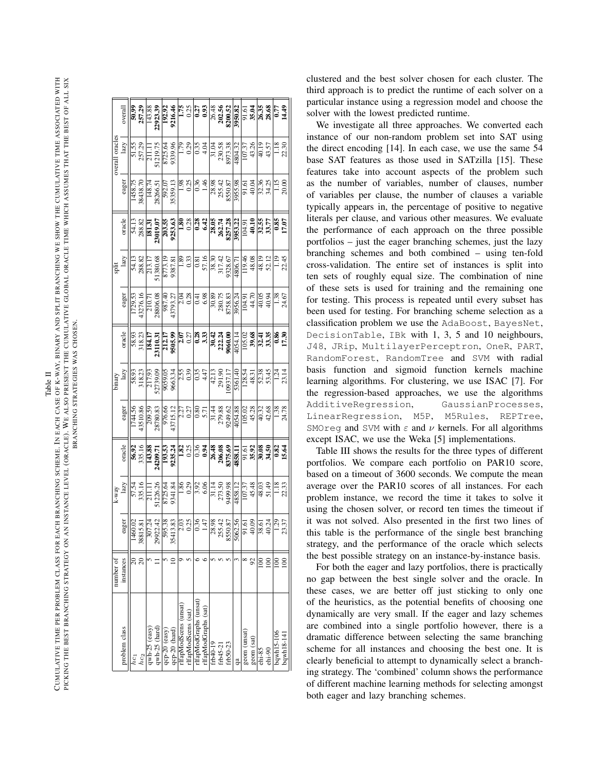Table II

CUMULATIVE TIME PER PROBLEM CLASS FOR EACH BRANCHING SCHEME. IN EACH CASE OF K-WAY, BINARY AND SPLIT BRANCHING WE SHOW THE CUMULATIVE TIME ASSOCIATED WITH PICKING THE BEST BRANCHING STRATEGY ON AN INSTANCE LEVEL (ORACLE). WE ALSO PRESENT THE CUMULATIVE GLOBAL ORACLE TIME WHICH ASSUMES THAT THE BEST OF ALL SIX BRANCHING STRATEGIES WAS CHOSEN.

| problem class | number of instances | k-way | | | binary | | | split | | | overall oracles | | |
|---|---|---|---|---|---|---|---|---|---|---|---|---|---|
| | | eager | lazy | oracle | eager | lazy | oracle | eager | lazy | oracle | eager | lazy | overall |
| $hc_1$ | 20 | 1460.02 | 57.54 | **56.92** | 1744.56 | 58.93 | 58.93 | 1729.53 | 54.13 | 54.13 | 1458.75 | 51.55 | **50.99** |
| $hc_2$ | 20 | 38815.81 | 335.16 | 335.16 | 43510.86 | 318.23 | 318.23 | 43276.16 | 288.82 | 288.82 | 38438.70 | 257.29 | **257.29** |
| qwh-25 (easy) | 5 | 307.24 | 211.11 | **143.88** | 209.59 | 217.93 | **184.17** | 210.71 | 213.17 | **181.31** | 148.74 | 211.11 | 143.88 |
| qwh-25 (hard) | 11 | 29922.42 | 51226.26 | **24209.71** | 28780.83 | 52739.09 | **23110.31** | 28806.08 | 51380.68 | **23019.07** | 28266.51 | 51219.75 | **22923.39** |
| qcp-20 (easy) | 5 | 595.38 | 8725.64 | **193.53** | 976.66 | 9059.05 | **212.17** | 987.40 | 8773.19 | **203.55** | 592.07 | 8725.64 | **192.92** |
| qcp-20 (hard) | 10 | 35413.83 | 9341.84 | **9235.24** | 43715.12 | 9663.34 | **9505.99** | 43793.27 | 9387.81 | **9253.63** | 35359.13 | 9339.96 | **9216.46** |
| rlfapModScens (unsat) | 9 | 2.03 | 1.86 | **1.82** | 2.27 | 2.55 | **2.07** | 2.04 | 1.89 | **1.80** | 1.98 | 1.79 | **1.75** |
| rlfapModScens (sat) | 5 | 0.25 | 0.29 | 0.25 | 0.27 | 0.39 | 0.27 | 0.28 | 0.33 | 0.28 | 0.25 | 0.29 | 0.25 |
| rlfapModGraphs (unsat) | 6 | 0.36 | 3.92 | 0.36 | 0.80 | 0.35 | **0.28** | 0.41 | 0.81 | **0.28** | 0.36 | 0.35 | **0.27** |
| rlfapModGraphs (sat) | 6 | 1.47 | 6.06 | **0.94** | 5.71 | 4.47 | **3.33** | 6.98 | 57.16 | **6.42** | 1.46 | 4.04 | **0.93** |
| frb-40-19 | 5 | 28.98 | 31.14 | **26.48** | 31.44 | 42.13 | **30.42** | 30.89 | 38.30 | **28.05** | 28.98 | 31.04 | 26.48 |
| frb-45-21 | 5 | 255.42 | 273.50 | **206.08** | 279.88 | 291.90 | **222.24** | 280.75 | 317.42 | **262.74** | 255.42 | 230.58 | **202.56** |
| frb50-23 | 5 | 8550.87 | 9499.98 | **8375.69** | 9249.62 | 10937.17 | **9060.00** | 8758.83 | 9328.67 | **8257.28** | 8550.87 | 8973.38 | **8200.52** |
| qa | 3 | 5062.56 | 4858.12 | **4858.11** | 4054.88 | 5361.40 | 4054.14 | 3956.24 | 4806.71 | **3953.22** | 3955.98 | 4804.32 | **3950.82** |
| geom (unsat) | 8 | 91.61 | 107.37 | 91.61 | 105.02 | 128.54 | 105.02 | 104.91 | 119.46 | 104.91 | 91.61 | 107.37 | 91.61 |
| geom (sat) | 92 | 40.09 | 45.48 | **35.92** | 45.28 | 48.31 | **39.68** | 44.70 | 48.08 | **40.10** | 40.04 | 43.26 | **35.04** |
| ehi-85 | 100 | 38.61 | 48.03 | **30.08** | 40.32 | 52.38 | **32.41** | 40.05 | 48.19 | **32.55** | 32.36 | 40.19 | **26.35** |
| ehi-90 | 100 | 40.24 | 51.49 | **34.50** | 42.68 | 53.45 | **33.35** | 40.94 | 52.12 | **33.77** | 34.25 | 43.57 | **28.68** |
| bqwh15-106 | 100 | 1.29 | 1.18 | **0.82** | 1.38 | 1.24 | **0.86** | 1.38 | 1.19 | **0.85** | 1.15 | 1.18 | **0.77** |
| bqwh18-141 | 100 | 23.37 | 22.33 | **15.64** | 24.78 | 23.14 | **17.30** | 24.67 | 22.45 | **17.07** | 20.00 | 22.30 | **14.49** |

clustered and the best solver chosen for each cluster. The third approach is to predict the runtime of each solver on a particular instance using a regression model and choose the solver with the lowest predicted runtime.

We investigate all three approaches. We converted each instance of our non-random problem set into SAT using the direct encoding [14]. In each case, we use the same 54 base SAT features as those used in SATzilla [15]. These features take into account aspects of the problem such as the number of variables, number of clauses, number of variables per clause, the number of clauses a variable typically appears in, the percentage of positive to negative literals per clause, and various other measures. We evaluate the performance of each approach on the three possible portfolios – just the eager branching schemes, just the lazy branching schemes and both combined – using ten-fold cross-validation. The entire set of instances is split into ten sets of roughly equal size. The combination of nine of these sets is used for training and the remaining one for testing. This process is repeated until every subset has been used for testing. For branching scheme selection as a classification problem we use the `AdaBoost`, `BayesNet`, `DecisionTable`, `IBk` with 1, 3, 5 and 10 neighbours, `J48`, `JRip`, `MultilayerPerceptron`, `OneR`, `PART`, `RandomForest`, `RandomTree` and `SVM` with radial basis function and sigmoid function kernels machine learning algorithms. For clustering, we use ISAC [7]. For the regression-based approaches, we use the algorithms `AdditiveRegression`, `GaussianProcesses`, `LinearRegression`, `M5P`, `M5Rules`, `REPTree`, `SMOreg` and `SVM` with $\varepsilon$ and $\nu$ kernels. For all algorithms except ISAC, we use the Weka [5] implementations.

Table III shows the results for the three types of different portfolios. We compare each portfolio on PAR10 score, based on a timeout of 3600 seconds. We compute the mean average over the PAR10 scores of all instances. For each problem instance, we record the time it takes to solve it using the chosen solver, or record ten times the timeout if it was not solved. Also presented in the first two lines of this table is the performance of the single best branching strategy, and the performance of the oracle which selects the best possible strategy on an instance-by-instance basis.

For both the eager and lazy portfolios, there is practically no gap between the best single solver and the oracle. In these cases, we are better off just sticking to only one of the heuristics, as the potential benefits of choosing one dynamically are very small. If the eager and lazy schemes are combined into a single portfolio however, there is a dramatic difference between selecting the same branching scheme for all instances and choosing the best one. It is clearly beneficial to attempt to dynamically select a branching strategy. The 'combined' column shows the performance of different machine learning methods for selecting amongst both eager and lazy branching schemes.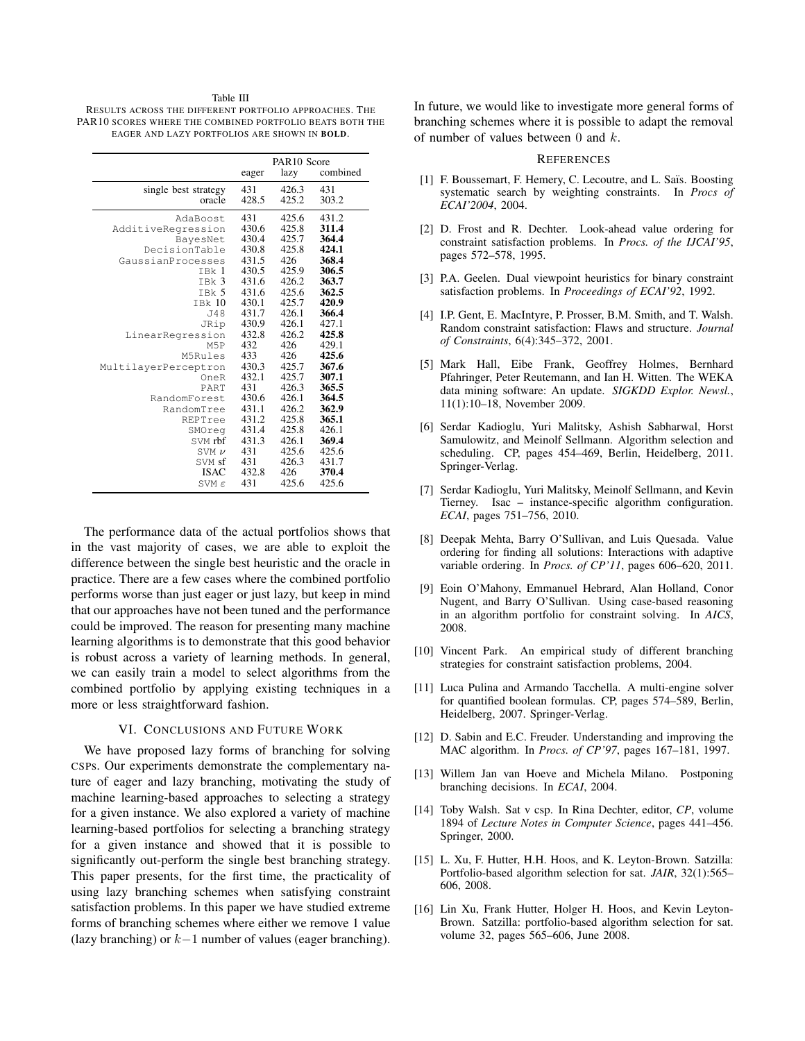Table III
RESULTS ACROSS THE DIFFERENT PORTFOLIO APPROACHES. THE PAR10 SCORES WHERE THE COMBINED PORTFOLIO BEATS BOTH THE EAGER AND LAZY PORTFOLIOS ARE SHOWN IN **BOLD**.

| | PAR10 Score | | |
|---|---|---|---|
| | eager | lazy | combined |
| single best strategy | 431 | 426.3 | 431 |
| oracle | 428.5 | 425.2 | 303.2 |
| AdaBoost | 431 | 425.6 | 431.2 |
| AdditiveRegression | 430.6 | 425.8 | **311.4** |
| BayesNet | 430.4 | 425.7 | **364.4** |
| DecisionTable | 430.8 | 425.8 | **424.1** |
| GaussianProcesses | 431.5 | 426 | **368.4** |
| IBk 1 | 430.5 | 425.9 | **306.5** |
| IBk 3 | 431.6 | 426.2 | **363.7** |
| IBk 5 | 431.6 | 425.6 | **362.5** |
| IBk 10 | 430.1 | 425.7 | **420.9** |
| J48 | 431.7 | 426.1 | **366.4** |
| JRip | 430.9 | 426.1 | 427.1 |
| LinearRegression | 432.8 | 426.2 | **425.8** |
| M5P | 432 | 426 | 429.1 |
| M5Rules | 433 | 426 | **425.6** |
| MultilayerPerceptron | 430.3 | 425.7 | **367.6** |
| OneR | 432.1 | 425.7 | **307.1** |
| PART | 431 | 426.3 | **365.5** |
| RandomForest | 430.6 | 426.1 | **364.5** |
| RandomTree | 431.1 | 426.2 | **362.9** |
| REPTree | 431.2 | 425.8 | **365.1** |
| SMOreg | 431.4 | 425.8 | 426.1 |
| SVM rbf | 431.3 | 426.1 | **369.4** |
| SVM $\nu$ | 431 | 425.6 | 425.6 |
| SVM sf | 431 | 426.3 | 431.7 |
| ISAC | 432.8 | 426 | **370.4** |
| SVM $\varepsilon$ | 431 | 425.6 | 425.6 |

The performance data of the actual portfolios shows that in the vast majority of cases, we are able to exploit the difference between the single best heuristic and the oracle in practice. There are a few cases where the combined portfolio performs worse than just eager or just lazy, but keep in mind that our approaches have not been tuned and the performance could be improved. The reason for presenting many machine learning algorithms is to demonstrate that this good behavior is robust across a variety of learning methods. In general, we can easily train a model to select algorithms from the combined portfolio by applying existing techniques in a more or less straightforward fashion.

## VI. CONCLUSIONS AND FUTURE WORK

We have proposed lazy forms of branching for solving CSPs. Our experiments demonstrate the complementary nature of eager and lazy branching, motivating the study of machine learning-based approaches to selecting a strategy for a given instance. We also explored a variety of machine learning-based portfolios for selecting a branching strategy for a given instance and showed that it is possible to significantly out-perform the single best branching strategy. This paper presents, for the first time, the practicality of using lazy branching schemes when satisfying constraint satisfaction problems. In this paper we have studied extreme forms of branching schemes where either we remove 1 value (lazy branching) or $k-1$ number of values (eager branching). In future, we would like to investigate more general forms of branching schemes where it is possible to adapt the removal of number of values between 0 and $k$.

## REFERENCES

[1] F. Boussemart, F. Hemery, C. Lecoutre, and L. Saïs. Boosting systematic search by weighting constraints. In *Procs of ECAI'2004*, 2004.

[2] D. Frost and R. Dechter. Look-ahead value ordering for constraint satisfaction problems. In *Procs. of the IJCAI'95*, pages 572–578, 1995.

[3] P.A. Geelen. Dual viewpoint heuristics for binary constraint satisfaction problems. In *Proceedings of ECAI'92*, 1992.

[4] I.P. Gent, E. MacIntyre, P. Prosser, B.M. Smith, and T. Walsh. Random constraint satisfaction: Flaws and structure. *Journal of Constraints*, 6(4):345–372, 2001.

[5] Mark Hall, Eibe Frank, Geoffrey Holmes, Bernhard Pfahringer, Peter Reutemann, and Ian H. Witten. The WEKA data mining software: An update. *SIGKDD Explor. Newsl.*, 11(1):10–18, November 2009.

[6] Serdar Kadioglu, Yuri Malitsky, Ashish Sabharwal, Horst Samulowitz, and Meinolf Sellmann. Algorithm selection and scheduling. CP, pages 454–469, Berlin, Heidelberg, 2011. Springer-Verlag.

[7] Serdar Kadioglu, Yuri Malitsky, Meinolf Sellmann, and Kevin Tierney. Isac – instance-specific algorithm configuration. *ECAI*, pages 751–756, 2010.

[8] Deepak Mehta, Barry O'Sullivan, and Luis Quesada. Value ordering for finding all solutions: Interactions with adaptive variable ordering. In *Procs. of CP'11*, pages 606–620, 2011.

[9] Eoin O'Mahony, Emmanuel Hebrard, Alan Holland, Conor Nugent, and Barry O'Sullivan. Using case-based reasoning in an algorithm portfolio for constraint solving. In *AICS*, 2008.

[10] Vincent Park. An empirical study of different branching strategies for constraint satisfaction problems, 2004.

[11] Luca Pulina and Armando Tacchella. A multi-engine solver for quantified boolean formulas. CP, pages 574–589, Berlin, Heidelberg, 2007. Springer-Verlag.

[12] D. Sabin and E.C. Freuder. Understanding and improving the MAC algorithm. In *Procs. of CP'97*, pages 167–181, 1997.

[13] Willem Jan van Hoeve and Michela Milano. Postponing branching decisions. In *ECAI*, 2004.

[14] Toby Walsh. Sat v csp. In Rina Dechter, editor, *CP*, volume 1894 of *Lecture Notes in Computer Science*, pages 441–456. Springer, 2000.

[15] L. Xu, F. Hutter, H.H. Hoos, and K. Leyton-Brown. Satzilla: Portfolio-based algorithm selection for sat. *JAIR*, 32(1):565–606, 2008.

[16] Lin Xu, Frank Hutter, Holger H. Hoos, and Kevin Leyton-Brown. Satzilla: portfolio-based algorithm selection for sat. volume 32, pages 565–606, June 2008.